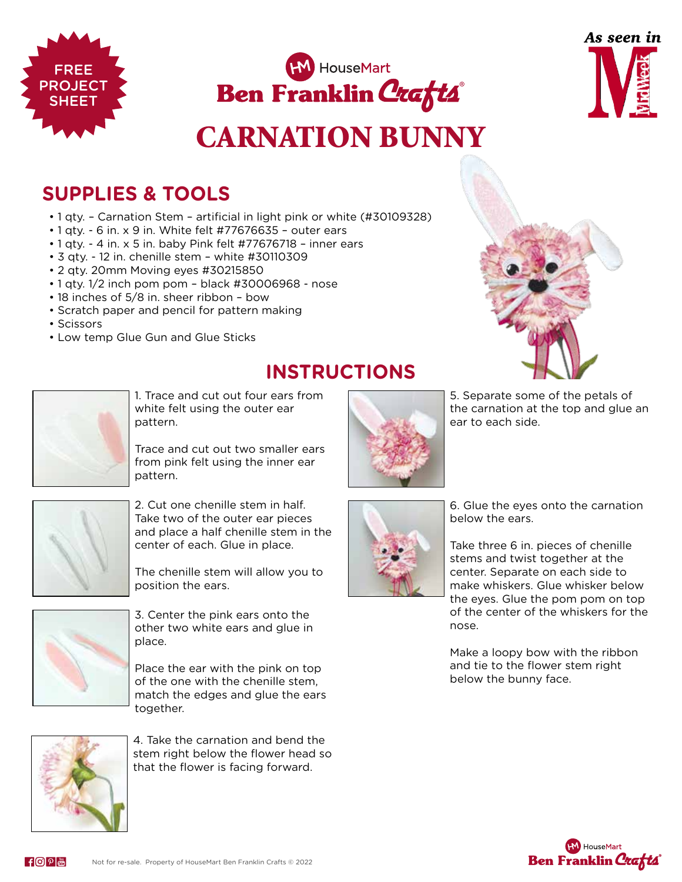FREE PROJECT SHEET

HouseMart Ben Franklin Crafts

As seen in MidWeek

# CARNATION BUNNY

## SUPPLIES & TOOLS

- 1 qty. – Carnation Stem – artificial in light pink or white (#30109328)
- 1 qty. - 6 in. x 9 in. White felt #77676635 – outer ears
- 1 qty. - 4 in. x 5 in. baby Pink felt #77676718 – inner ears
- 3 qty. - 12 in. chenille stem – white #30110309
- 2 qty. 20mm Moving eyes #30215850
- 1 qty. 1/2 inch pom pom – black #30006968 - nose
- 18 inches of 5/8 in. sheer ribbon – bow
- Scratch paper and pencil for pattern making
- Scissors
- Low temp Glue Gun and Glue Sticks

## INSTRUCTIONS

1. Trace and cut out four ears from white felt using the outer ear pattern.

   Trace and cut out two smaller ears from pink felt using the inner ear pattern.

2. Cut one chenille stem in half. Take two of the outer ear pieces and place a half chenille stem in the center of each. Glue in place.

   The chenille stem will allow you to position the ears.

3. Center the pink ears onto the other two white ears and glue in place.

   Place the ear with the pink on top of the one with the chenille stem, match the edges and glue the ears together.

4. Take the carnation and bend the stem right below the flower head so that the flower is facing forward.

5. Separate some of the petals of the carnation at the top and glue an ear to each side.

6. Glue the eyes onto the carnation below the ears.

   Take three 6 in. pieces of chenille stems and twist together at the center. Separate on each side to make whiskers. Glue whisker below the eyes. Glue the pom pom on top of the center of the whiskers for the nose.

   Make a loopy bow with the ribbon and tie to the flower stem right below the bunny face.

Not for re-sale. Property of HouseMart Ben Franklin Crafts © 2022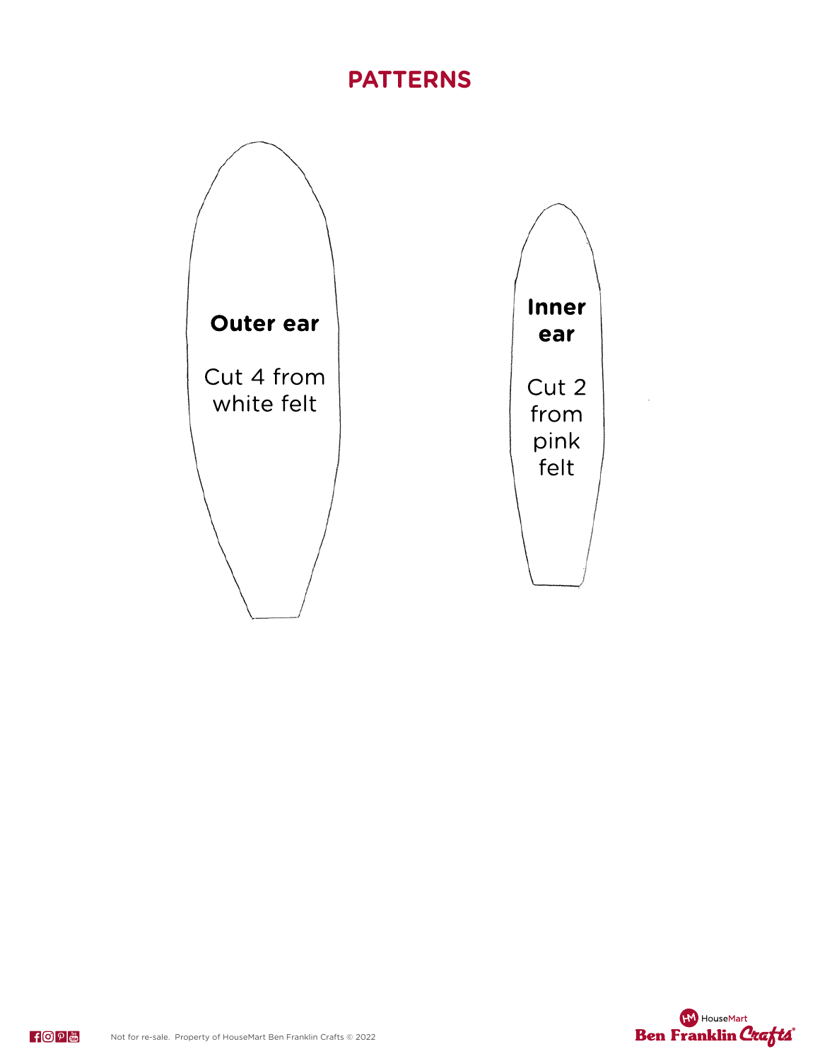# PATTERNS

**Outer ear**

Cut 4 from white felt

**Inner ear**

Cut 2 from pink felt

Not for re-sale. Property of HouseMart Ben Franklin Crafts © 2022